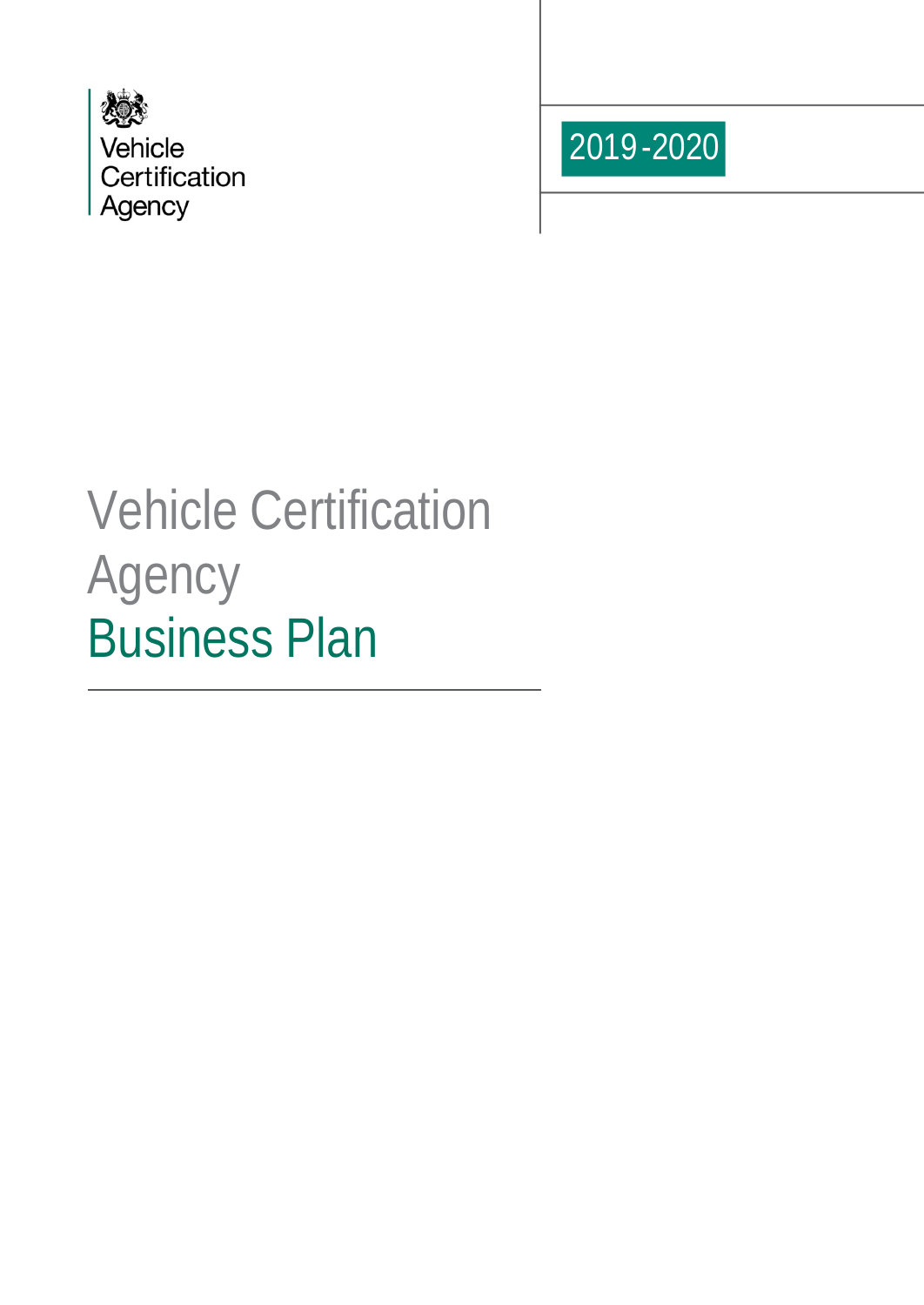Vehicle
Certification
Agency

2019-2020

# Vehicle Certification Agency
# Business Plan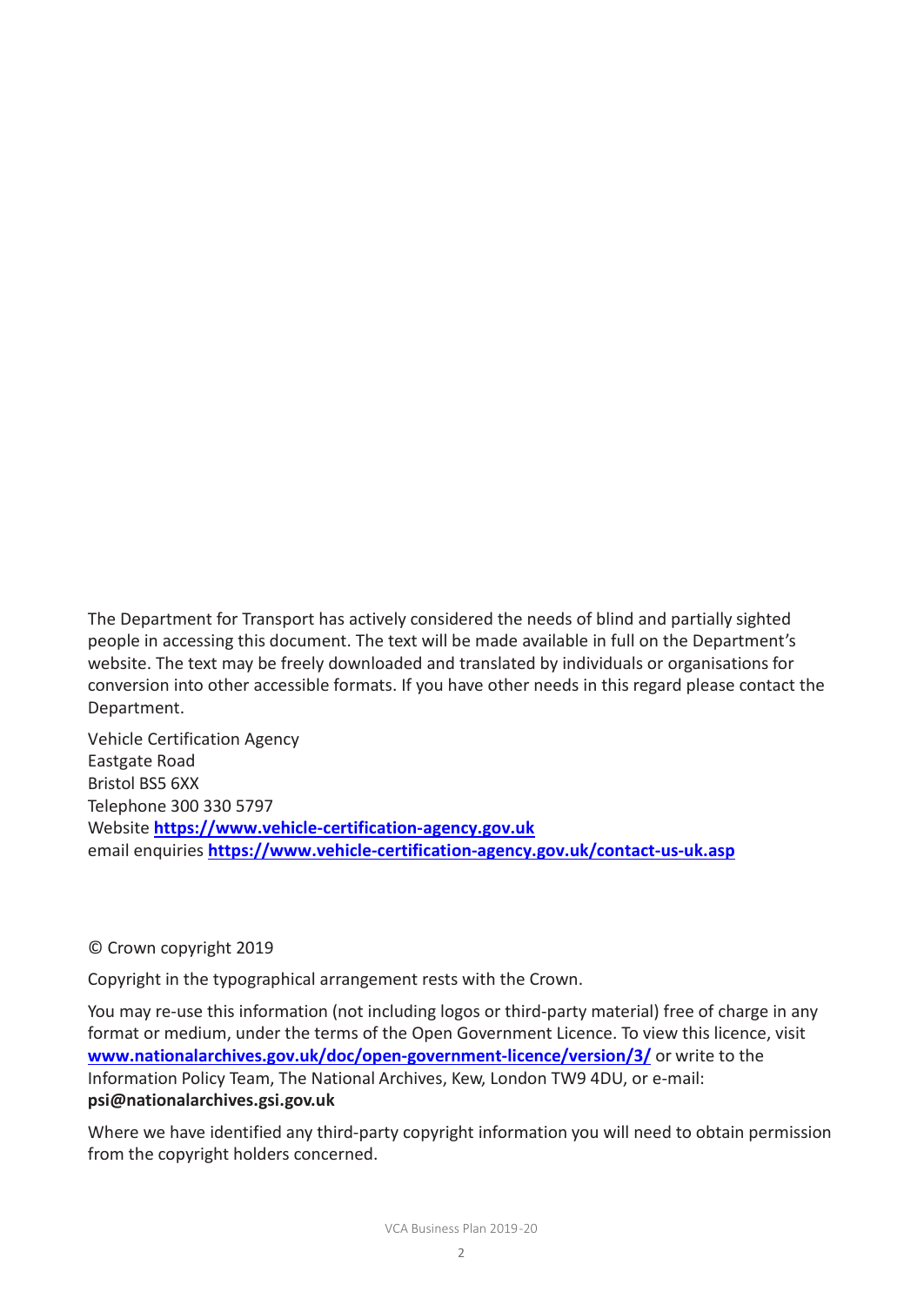The Department for Transport has actively considered the needs of blind and partially sighted people in accessing this document. The text will be made available in full on the Department's website. The text may be freely downloaded and translated by individuals or organisations for conversion into other accessible formats. If you have other needs in this regard please contact the Department.

Vehicle Certification Agency
Eastgate Road
Bristol BS5 6XX
Telephone 300 330 5797
Website **https://www.vehicle-certification-agency.gov.uk**
email enquiries **https://www.vehicle-certification-agency.gov.uk/contact-us-uk.asp**

© Crown copyright 2019

Copyright in the typographical arrangement rests with the Crown.

You may re-use this information (not including logos or third-party material) free of charge in any format or medium, under the terms of the Open Government Licence. To view this licence, visit **www.nationalarchives.gov.uk/doc/open-government-licence/version/3/** or write to the Information Policy Team, The National Archives, Kew, London TW9 4DU, or e-mail: **psi@nationalarchives.gsi.gov.uk**

Where we have identified any third-party copyright information you will need to obtain permission from the copyright holders concerned.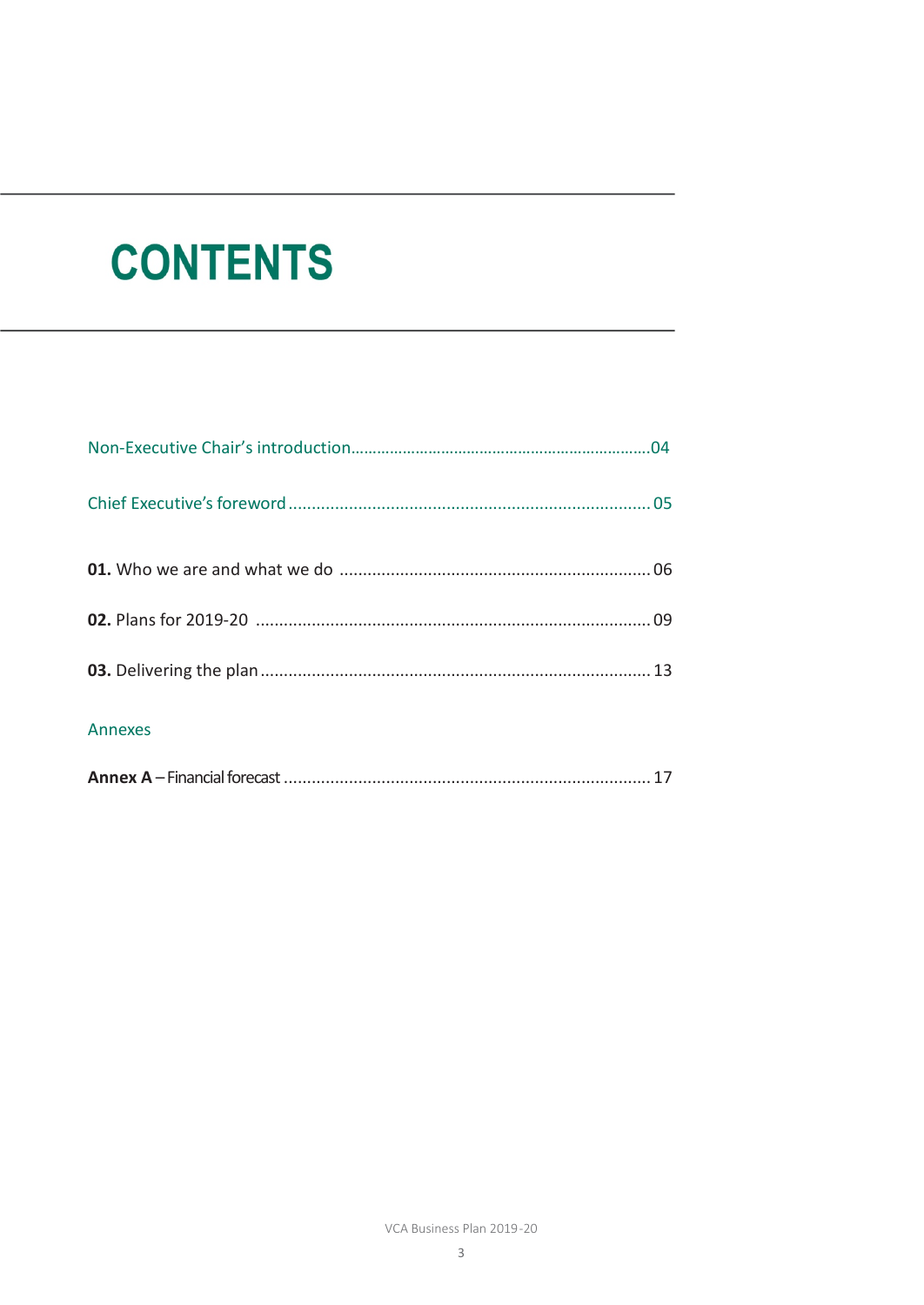# CONTENTS

Non-Executive Chair's introduction....................................................................04

Chief Executive's foreword ............................................................................. 05

**01.** Who we are and what we do .................................................................. 06

**02.** Plans for 2019-20 .................................................................................... 09

**03.** Delivering the plan .................................................................................. 13

Annexes

**Annex A** – Financial forecast .............................................................................. 17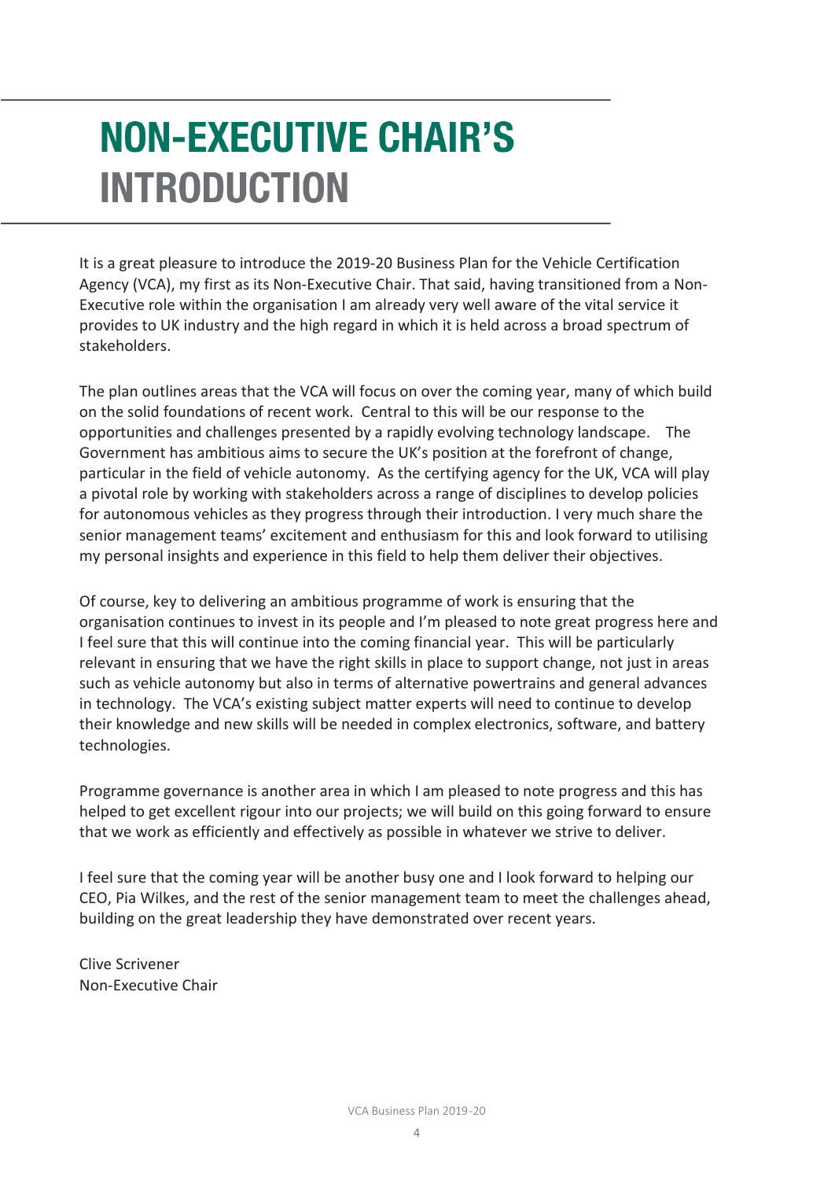# NON-EXECUTIVE CHAIR'S INTRODUCTION

It is a great pleasure to introduce the 2019-20 Business Plan for the Vehicle Certification Agency (VCA), my first as its Non-Executive Chair. That said, having transitioned from a Non-Executive role within the organisation I am already very well aware of the vital service it provides to UK industry and the high regard in which it is held across a broad spectrum of stakeholders.

The plan outlines areas that the VCA will focus on over the coming year, many of which build on the solid foundations of recent work. Central to this will be our response to the opportunities and challenges presented by a rapidly evolving technology landscape. The Government has ambitious aims to secure the UK's position at the forefront of change, particular in the field of vehicle autonomy. As the certifying agency for the UK, VCA will play a pivotal role by working with stakeholders across a range of disciplines to develop policies for autonomous vehicles as they progress through their introduction. I very much share the senior management teams' excitement and enthusiasm for this and look forward to utilising my personal insights and experience in this field to help them deliver their objectives.

Of course, key to delivering an ambitious programme of work is ensuring that the organisation continues to invest in its people and I'm pleased to note great progress here and I feel sure that this will continue into the coming financial year. This will be particularly relevant in ensuring that we have the right skills in place to support change, not just in areas such as vehicle autonomy but also in terms of alternative powertrains and general advances in technology. The VCA's existing subject matter experts will need to continue to develop their knowledge and new skills will be needed in complex electronics, software, and battery technologies.

Programme governance is another area in which I am pleased to note progress and this has helped to get excellent rigour into our projects; we will build on this going forward to ensure that we work as efficiently and effectively as possible in whatever we strive to deliver.

I feel sure that the coming year will be another busy one and I look forward to helping our CEO, Pia Wilkes, and the rest of the senior management team to meet the challenges ahead, building on the great leadership they have demonstrated over recent years.

Clive Scrivener
Non-Executive Chair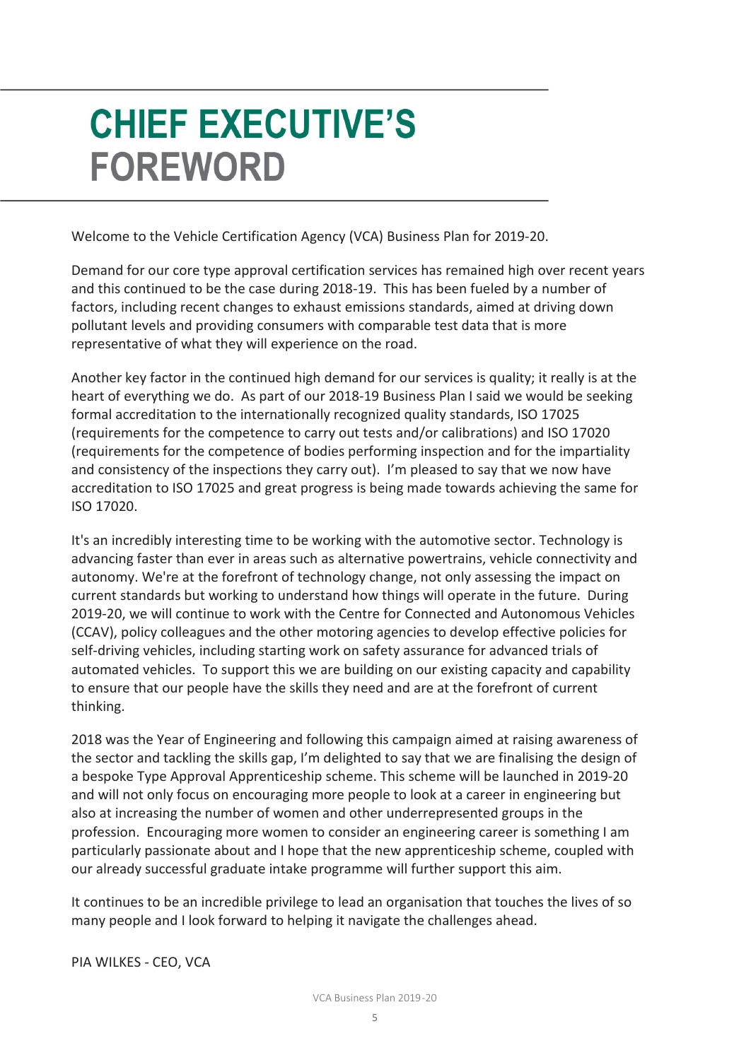# CHIEF EXECUTIVE'S FOREWORD

Welcome to the Vehicle Certification Agency (VCA) Business Plan for 2019-20.

Demand for our core type approval certification services has remained high over recent years and this continued to be the case during 2018-19. This has been fueled by a number of factors, including recent changes to exhaust emissions standards, aimed at driving down pollutant levels and providing consumers with comparable test data that is more representative of what they will experience on the road.

Another key factor in the continued high demand for our services is quality; it really is at the heart of everything we do. As part of our 2018-19 Business Plan I said we would be seeking formal accreditation to the internationally recognized quality standards, ISO 17025 (requirements for the competence to carry out tests and/or calibrations) and ISO 17020 (requirements for the competence of bodies performing inspection and for the impartiality and consistency of the inspections they carry out). I'm pleased to say that we now have accreditation to ISO 17025 and great progress is being made towards achieving the same for ISO 17020.

It's an incredibly interesting time to be working with the automotive sector. Technology is advancing faster than ever in areas such as alternative powertrains, vehicle connectivity and autonomy. We're at the forefront of technology change, not only assessing the impact on current standards but working to understand how things will operate in the future. During 2019-20, we will continue to work with the Centre for Connected and Autonomous Vehicles (CCAV), policy colleagues and the other motoring agencies to develop effective policies for self-driving vehicles, including starting work on safety assurance for advanced trials of automated vehicles. To support this we are building on our existing capacity and capability to ensure that our people have the skills they need and are at the forefront of current thinking.

2018 was the Year of Engineering and following this campaign aimed at raising awareness of the sector and tackling the skills gap, I'm delighted to say that we are finalising the design of a bespoke Type Approval Apprenticeship scheme. This scheme will be launched in 2019-20 and will not only focus on encouraging more people to look at a career in engineering but also at increasing the number of women and other underrepresented groups in the profession. Encouraging more women to consider an engineering career is something I am particularly passionate about and I hope that the new apprenticeship scheme, coupled with our already successful graduate intake programme will further support this aim.

It continues to be an incredible privilege to lead an organisation that touches the lives of so many people and I look forward to helping it navigate the challenges ahead.

PIA WILKES - CEO, VCA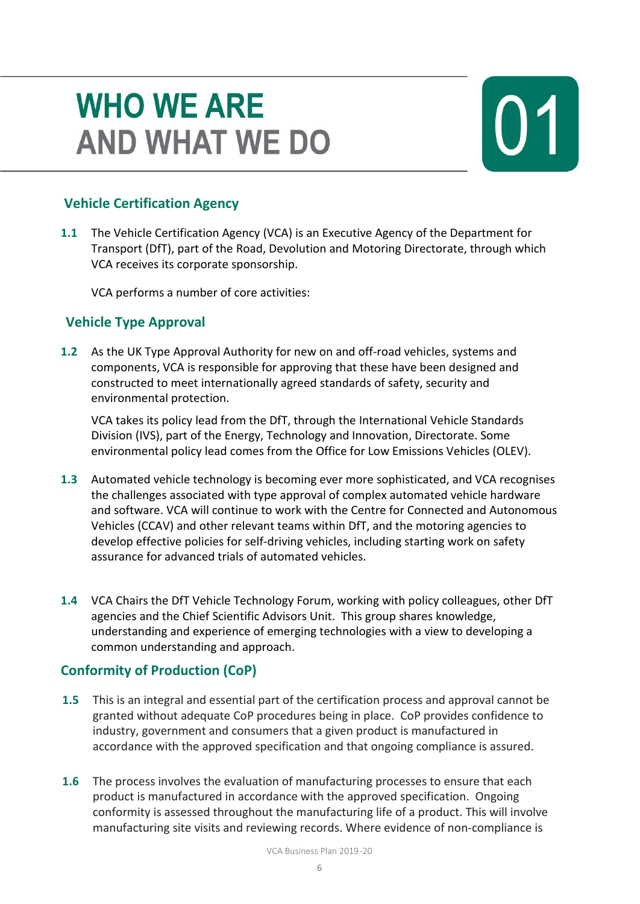# WHO WE ARE AND WHAT WE DO

# 01

## Vehicle Certification Agency

**1.1** The Vehicle Certification Agency (VCA) is an Executive Agency of the Department for Transport (DfT), part of the Road, Devolution and Motoring Directorate, through which VCA receives its corporate sponsorship.

VCA performs a number of core activities:

## Vehicle Type Approval

**1.2** As the UK Type Approval Authority for new on and off-road vehicles, systems and components, VCA is responsible for approving that these have been designed and constructed to meet internationally agreed standards of safety, security and environmental protection.

VCA takes its policy lead from the DfT, through the International Vehicle Standards Division (IVS), part of the Energy, Technology and Innovation, Directorate. Some environmental policy lead comes from the Office for Low Emissions Vehicles (OLEV).

**1.3** Automated vehicle technology is becoming ever more sophisticated, and VCA recognises the challenges associated with type approval of complex automated vehicle hardware and software. VCA will continue to work with the Centre for Connected and Autonomous Vehicles (CCAV) and other relevant teams within DfT, and the motoring agencies to develop effective policies for self-driving vehicles, including starting work on safety assurance for advanced trials of automated vehicles.

**1.4** VCA Chairs the DfT Vehicle Technology Forum, working with policy colleagues, other DfT agencies and the Chief Scientific Advisors Unit. This group shares knowledge, understanding and experience of emerging technologies with a view to developing a common understanding and approach.

## Conformity of Production (CoP)

**1.5** This is an integral and essential part of the certification process and approval cannot be granted without adequate CoP procedures being in place. CoP provides confidence to industry, government and consumers that a given product is manufactured in accordance with the approved specification and that ongoing compliance is assured.

**1.6** The process involves the evaluation of manufacturing processes to ensure that each product is manufactured in accordance with the approved specification. Ongoing conformity is assessed throughout the manufacturing life of a product. This will involve manufacturing site visits and reviewing records. Where evidence of non-compliance is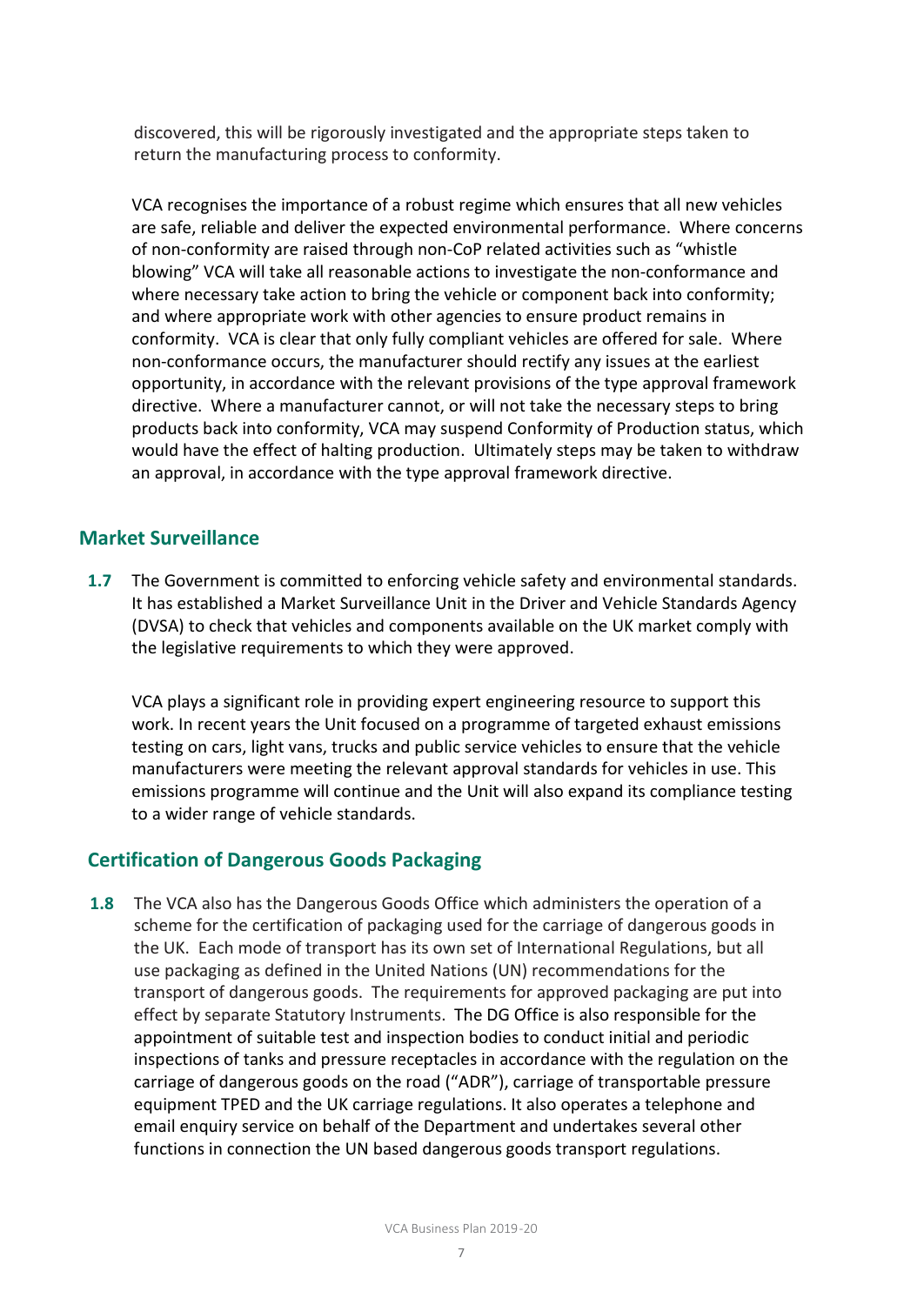discovered, this will be rigorously investigated and the appropriate steps taken to return the manufacturing process to conformity.

VCA recognises the importance of a robust regime which ensures that all new vehicles are safe, reliable and deliver the expected environmental performance. Where concerns of non-conformity are raised through non-CoP related activities such as "whistle blowing" VCA will take all reasonable actions to investigate the non-conformance and where necessary take action to bring the vehicle or component back into conformity; and where appropriate work with other agencies to ensure product remains in conformity. VCA is clear that only fully compliant vehicles are offered for sale. Where non-conformance occurs, the manufacturer should rectify any issues at the earliest opportunity, in accordance with the relevant provisions of the type approval framework directive. Where a manufacturer cannot, or will not take the necessary steps to bring products back into conformity, VCA may suspend Conformity of Production status, which would have the effect of halting production. Ultimately steps may be taken to withdraw an approval, in accordance with the type approval framework directive.

## Market Surveillance

**1.7** The Government is committed to enforcing vehicle safety and environmental standards. It has established a Market Surveillance Unit in the Driver and Vehicle Standards Agency (DVSA) to check that vehicles and components available on the UK market comply with the legislative requirements to which they were approved.

VCA plays a significant role in providing expert engineering resource to support this work. In recent years the Unit focused on a programme of targeted exhaust emissions testing on cars, light vans, trucks and public service vehicles to ensure that the vehicle manufacturers were meeting the relevant approval standards for vehicles in use. This emissions programme will continue and the Unit will also expand its compliance testing to a wider range of vehicle standards.

## Certification of Dangerous Goods Packaging

**1.8** The VCA also has the Dangerous Goods Office which administers the operation of a scheme for the certification of packaging used for the carriage of dangerous goods in the UK. Each mode of transport has its own set of International Regulations, but all use packaging as defined in the United Nations (UN) recommendations for the transport of dangerous goods. The requirements for approved packaging are put into effect by separate Statutory Instruments. The DG Office is also responsible for the appointment of suitable test and inspection bodies to conduct initial and periodic inspections of tanks and pressure receptacles in accordance with the regulation on the carriage of dangerous goods on the road ("ADR"), carriage of transportable pressure equipment TPED and the UK carriage regulations. It also operates a telephone and email enquiry service on behalf of the Department and undertakes several other functions in connection the UN based dangerous goods transport regulations.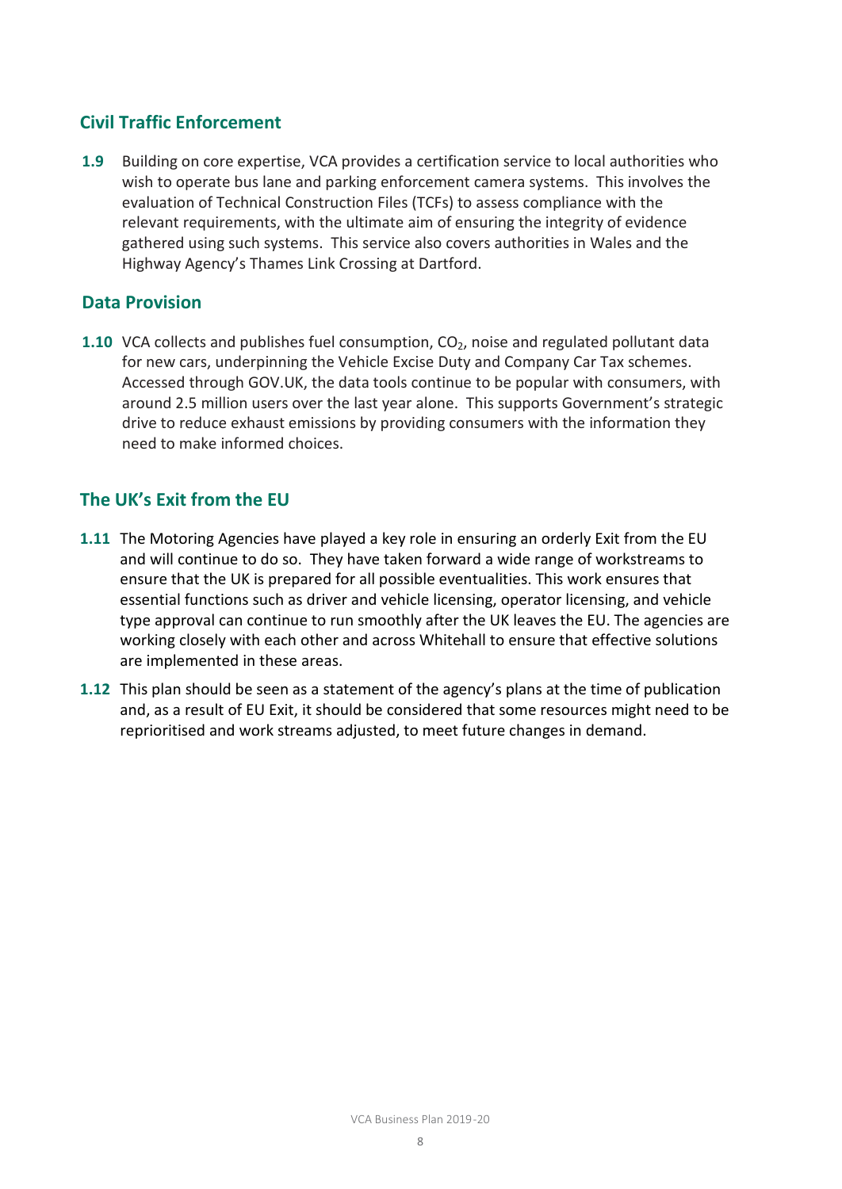## Civil Traffic Enforcement

**1.9** Building on core expertise, VCA provides a certification service to local authorities who wish to operate bus lane and parking enforcement camera systems. This involves the evaluation of Technical Construction Files (TCFs) to assess compliance with the relevant requirements, with the ultimate aim of ensuring the integrity of evidence gathered using such systems. This service also covers authorities in Wales and the Highway Agency's Thames Link Crossing at Dartford.

## Data Provision

**1.10** VCA collects and publishes fuel consumption, $CO_2$, noise and regulated pollutant data for new cars, underpinning the Vehicle Excise Duty and Company Car Tax schemes. Accessed through GOV.UK, the data tools continue to be popular with consumers, with around 2.5 million users over the last year alone. This supports Government's strategic drive to reduce exhaust emissions by providing consumers with the information they need to make informed choices.

## The UK's Exit from the EU

**1.11** The Motoring Agencies have played a key role in ensuring an orderly Exit from the EU and will continue to do so. They have taken forward a wide range of workstreams to ensure that the UK is prepared for all possible eventualities. This work ensures that essential functions such as driver and vehicle licensing, operator licensing, and vehicle type approval can continue to run smoothly after the UK leaves the EU. The agencies are working closely with each other and across Whitehall to ensure that effective solutions are implemented in these areas.

**1.12** This plan should be seen as a statement of the agency's plans at the time of publication and, as a result of EU Exit, it should be considered that some resources might need to be reprioritised and work streams adjusted, to meet future changes in demand.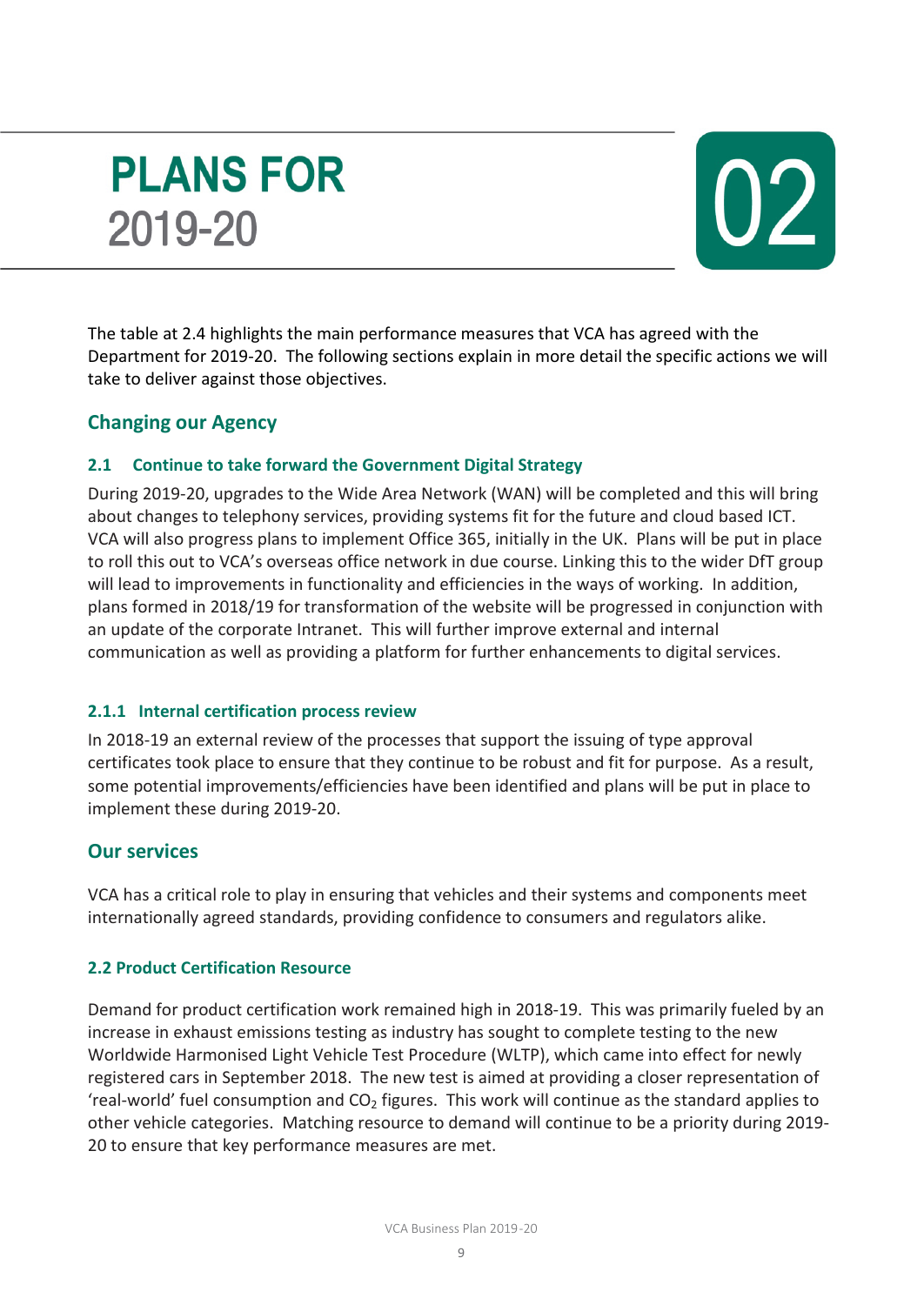# PLANS FOR 2019-20

# 02

The table at 2.4 highlights the main performance measures that VCA has agreed with the Department for 2019-20. The following sections explain in more detail the specific actions we will take to deliver against those objectives.

## Changing our Agency

### 2.1 Continue to take forward the Government Digital Strategy

During 2019-20, upgrades to the Wide Area Network (WAN) will be completed and this will bring about changes to telephony services, providing systems fit for the future and cloud based ICT. VCA will also progress plans to implement Office 365, initially in the UK. Plans will be put in place to roll this out to VCA's overseas office network in due course. Linking this to the wider DfT group will lead to improvements in functionality and efficiencies in the ways of working. In addition, plans formed in 2018/19 for transformation of the website will be progressed in conjunction with an update of the corporate Intranet. This will further improve external and internal communication as well as providing a platform for further enhancements to digital services.

#### 2.1.1 Internal certification process review

In 2018-19 an external review of the processes that support the issuing of type approval certificates took place to ensure that they continue to be robust and fit for purpose. As a result, some potential improvements/efficiencies have been identified and plans will be put in place to implement these during 2019-20.

## Our services

VCA has a critical role to play in ensuring that vehicles and their systems and components meet internationally agreed standards, providing confidence to consumers and regulators alike.

### 2.2 Product Certification Resource

Demand for product certification work remained high in 2018-19. This was primarily fueled by an increase in exhaust emissions testing as industry has sought to complete testing to the new Worldwide Harmonised Light Vehicle Test Procedure (WLTP), which came into effect for newly registered cars in September 2018. The new test is aimed at providing a closer representation of 'real-world' fuel consumption and $CO_2$ figures. This work will continue as the standard applies to other vehicle categories. Matching resource to demand will continue to be a priority during 2019-20 to ensure that key performance measures are met.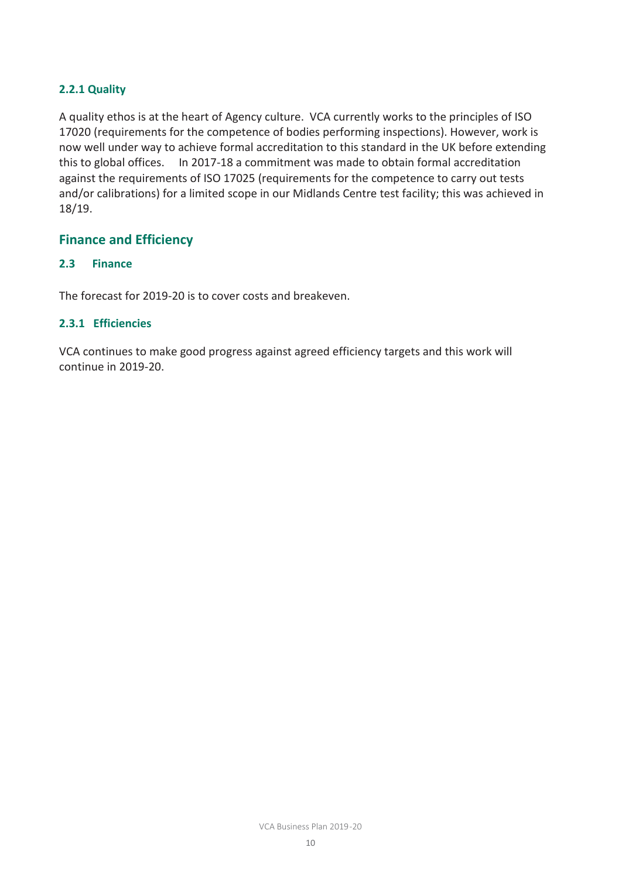#### 2.2.1 Quality

A quality ethos is at the heart of Agency culture. VCA currently works to the principles of ISO 17020 (requirements for the competence of bodies performing inspections). However, work is now well under way to achieve formal accreditation to this standard in the UK before extending this to global offices. In 2017-18 a commitment was made to obtain formal accreditation against the requirements of ISO 17025 (requirements for the competence to carry out tests and/or calibrations) for a limited scope in our Midlands Centre test facility; this was achieved in 18/19.

## Finance and Efficiency

### 2.3 Finance

The forecast for 2019-20 is to cover costs and breakeven.

#### 2.3.1 Efficiencies

VCA continues to make good progress against agreed efficiency targets and this work will continue in 2019-20.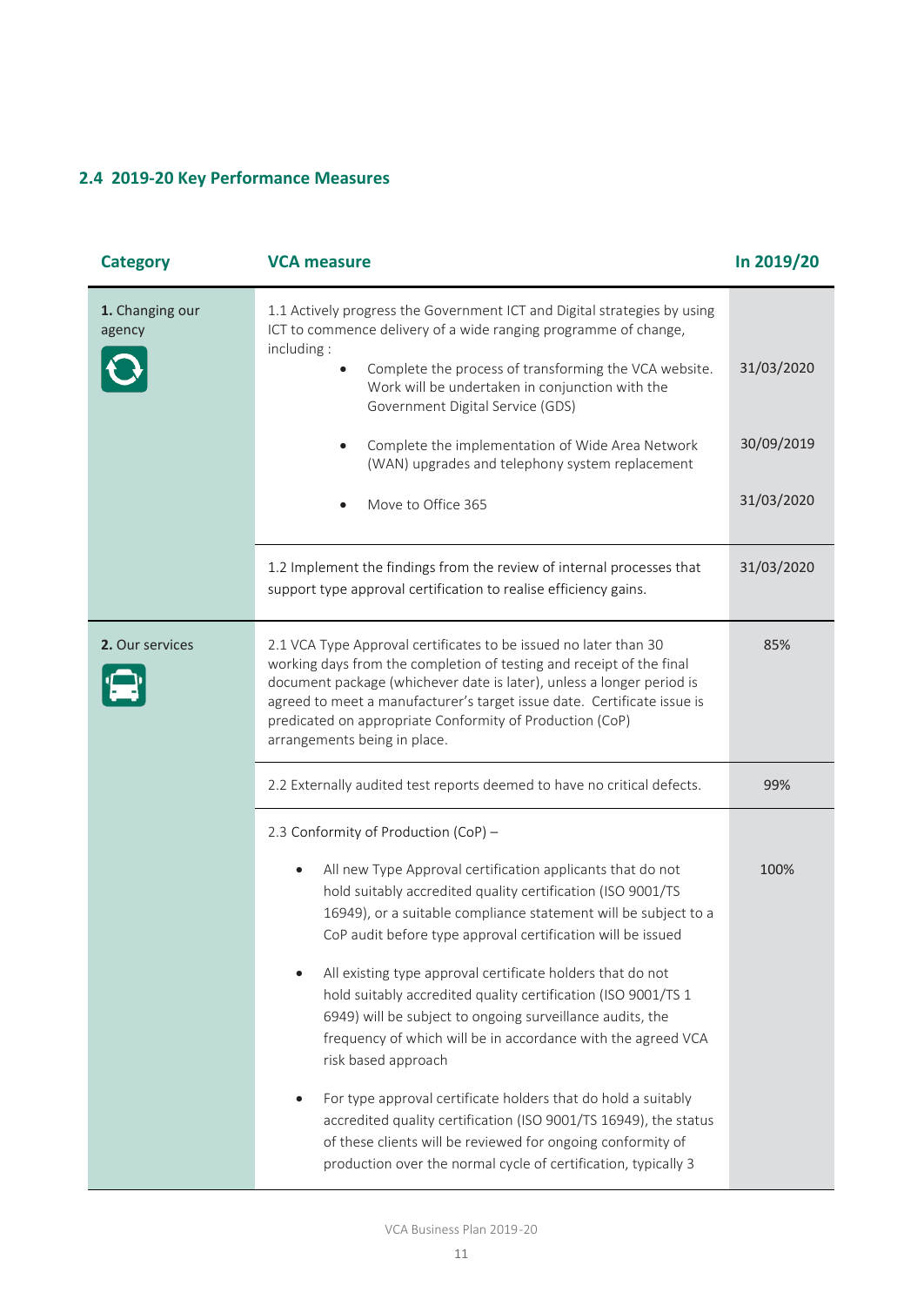## 2.4 2019-20 Key Performance Measures

| Category | VCA measure | In 2019/20 |
|---|---|---|
| **1.** Changing our agency | 1.1 Actively progress the Government ICT and Digital strategies by using ICT to commence delivery of a wide ranging programme of change, including : | |
| | • Complete the process of transforming the VCA website. Work will be undertaken in conjunction with the Government Digital Service (GDS) | 31/03/2020 |
| | • Complete the implementation of Wide Area Network (WAN) upgrades and telephony system replacement | 30/09/2019 |
| | • Move to Office 365 | 31/03/2020 |
| | 1.2 Implement the findings from the review of internal processes that support type approval certification to realise efficiency gains. | 31/03/2020 |
| **2.** Our services | 2.1 VCA Type Approval certificates to be issued no later than 30 working days from the completion of testing and receipt of the final document package (whichever date is later), unless a longer period is agreed to meet a manufacturer's target issue date. Certificate issue is predicated on appropriate Conformity of Production (CoP) arrangements being in place. | 85% |
| | 2.2 Externally audited test reports deemed to have no critical defects. | 99% |
| | 2.3 Conformity of Production (CoP) – | |
| | • All new Type Approval certification applicants that do not hold suitably accredited quality certification (ISO 9001/TS 16949), or a suitable compliance statement will be subject to a CoP audit before type approval certification will be issued | 100% |
| | • All existing type approval certificate holders that do not hold suitably accredited quality certification (ISO 9001/TS 1 6949) will be subject to ongoing surveillance audits, the frequency of which will be in accordance with the agreed VCA risk based approach | |
| | • For type approval certificate holders that do hold a suitably accredited quality certification (ISO 9001/TS 16949), the status of these clients will be reviewed for ongoing conformity of production over the normal cycle of certification, typically 3 | |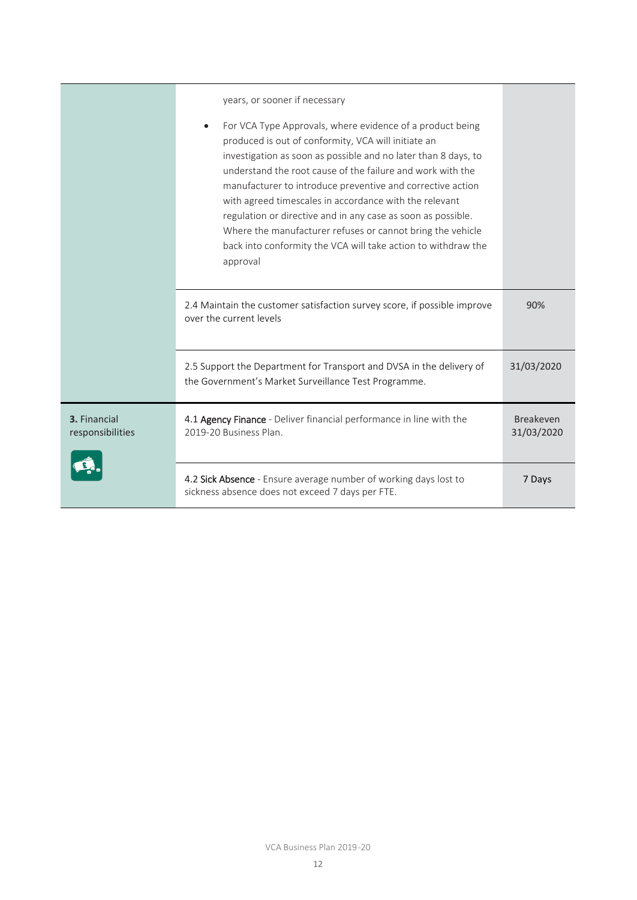| | | |
|---|---|---|
| | years, or sooner if necessary<br><br>• For VCA Type Approvals, where evidence of a product being produced is out of conformity, VCA will initiate an investigation as soon as possible and no later than 8 days, to understand the root cause of the failure and work with the manufacturer to introduce preventive and corrective action with agreed timescales in accordance with the relevant regulation or directive and in any case as soon as possible. Where the manufacturer refuses or cannot bring the vehicle back into conformity the VCA will take action to withdraw the approval | |
| | 2.4 Maintain the customer satisfaction survey score, if possible improve over the current levels | 90% |
| | 2.5 Support the Department for Transport and DVSA in the delivery of the Government's Market Surveillance Test Programme. | 31/03/2020 |
| **3.** Financial responsibilities | 4.1 **Agency Finance** - Deliver financial performance in line with the 2019-20 Business Plan. | Breakeven 31/03/2020 |
| | 4.2 **Sick Absence** - Ensure average number of working days lost to sickness absence does not exceed 7 days per FTE. | 7 Days |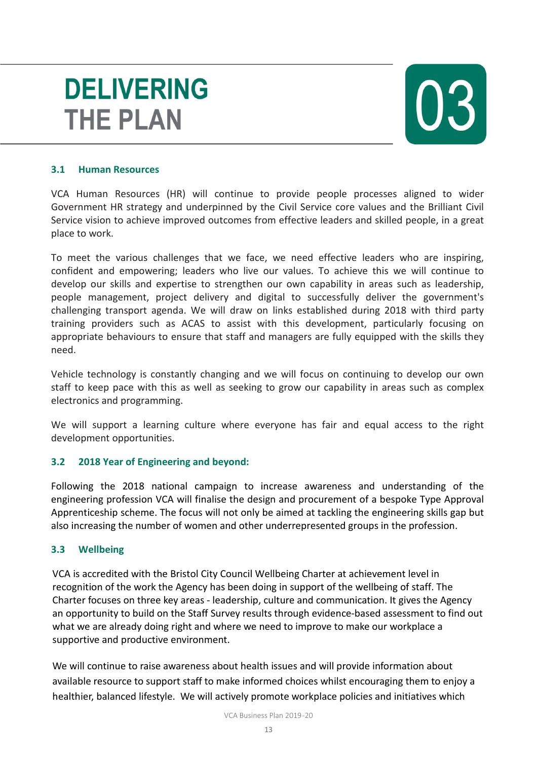# DELIVERING THE PLAN

# 03

### 3.1 Human Resources

VCA Human Resources (HR) will continue to provide people processes aligned to wider Government HR strategy and underpinned by the Civil Service core values and the Brilliant Civil Service vision to achieve improved outcomes from effective leaders and skilled people, in a great place to work.

To meet the various challenges that we face, we need effective leaders who are inspiring, confident and empowering; leaders who live our values. To achieve this we will continue to develop our skills and expertise to strengthen our own capability in areas such as leadership, people management, project delivery and digital to successfully deliver the government's challenging transport agenda. We will draw on links established during 2018 with third party training providers such as ACAS to assist with this development, particularly focusing on appropriate behaviours to ensure that staff and managers are fully equipped with the skills they need.

Vehicle technology is constantly changing and we will focus on continuing to develop our own staff to keep pace with this as well as seeking to grow our capability in areas such as complex electronics and programming.

We will support a learning culture where everyone has fair and equal access to the right development opportunities.

### 3.2 2018 Year of Engineering and beyond:

Following the 2018 national campaign to increase awareness and understanding of the engineering profession VCA will finalise the design and procurement of a bespoke Type Approval Apprenticeship scheme. The focus will not only be aimed at tackling the engineering skills gap but also increasing the number of women and other underrepresented groups in the profession.

### 3.3 Wellbeing

VCA is accredited with the Bristol City Council Wellbeing Charter at achievement level in recognition of the work the Agency has been doing in support of the wellbeing of staff. The Charter focuses on three key areas - leadership, culture and communication. It gives the Agency an opportunity to build on the Staff Survey results through evidence-based assessment to find out what we are already doing right and where we need to improve to make our workplace a supportive and productive environment.

We will continue to raise awareness about health issues and will provide information about available resource to support staff to make informed choices whilst encouraging them to enjoy a healthier, balanced lifestyle. We will actively promote workplace policies and initiatives which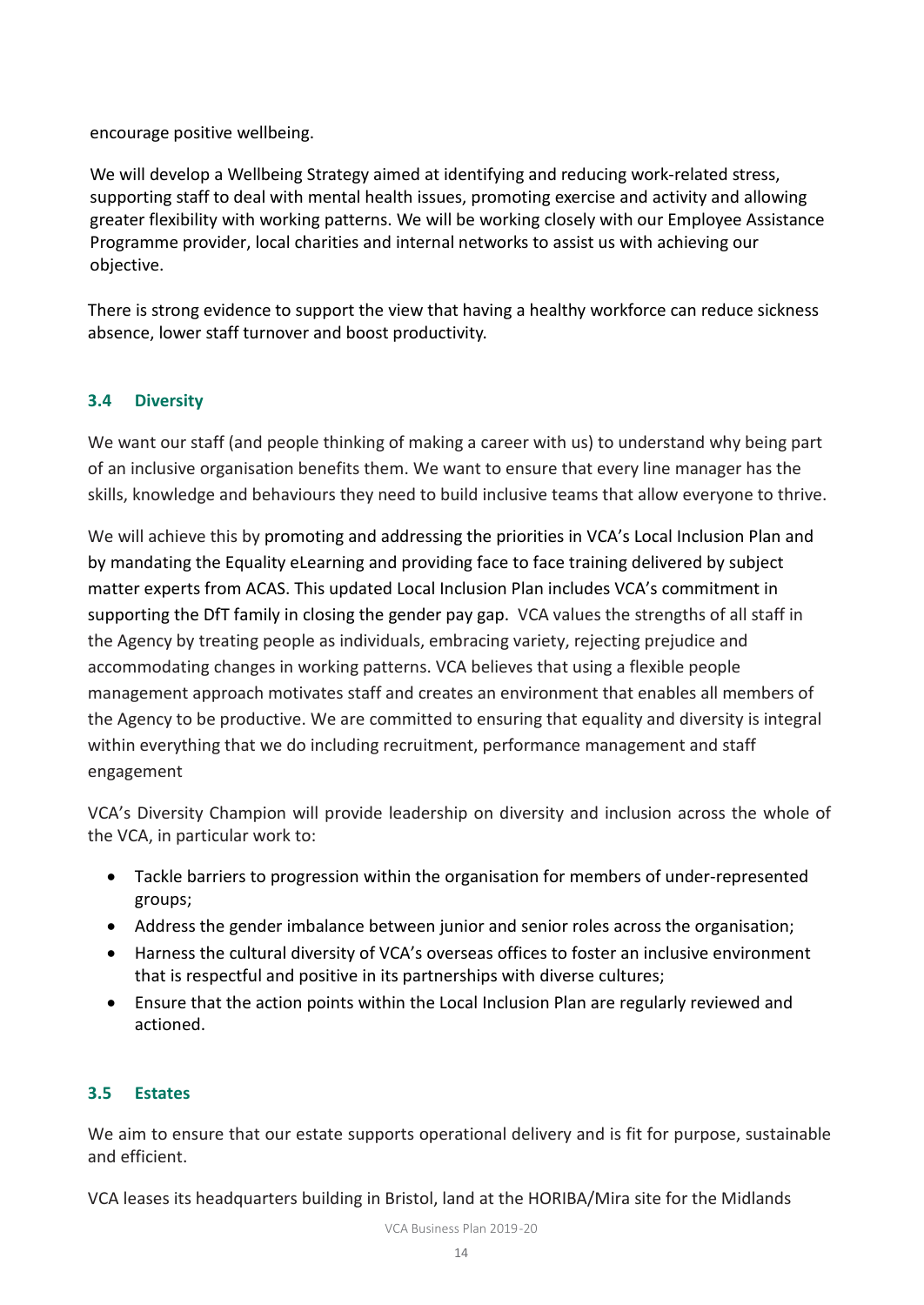encourage positive wellbeing.

We will develop a Wellbeing Strategy aimed at identifying and reducing work-related stress, supporting staff to deal with mental health issues, promoting exercise and activity and allowing greater flexibility with working patterns. We will be working closely with our Employee Assistance Programme provider, local charities and internal networks to assist us with achieving our objective.

There is strong evidence to support the view that having a healthy workforce can reduce sickness absence, lower staff turnover and boost productivity.

### 3.4 Diversity

We want our staff (and people thinking of making a career with us) to understand why being part of an inclusive organisation benefits them. We want to ensure that every line manager has the skills, knowledge and behaviours they need to build inclusive teams that allow everyone to thrive.

We will achieve this by promoting and addressing the priorities in VCA's Local Inclusion Plan and by mandating the Equality eLearning and providing face to face training delivered by subject matter experts from ACAS. This updated Local Inclusion Plan includes VCA's commitment in supporting the DfT family in closing the gender pay gap. VCA values the strengths of all staff in the Agency by treating people as individuals, embracing variety, rejecting prejudice and accommodating changes in working patterns. VCA believes that using a flexible people management approach motivates staff and creates an environment that enables all members of the Agency to be productive. We are committed to ensuring that equality and diversity is integral within everything that we do including recruitment, performance management and staff engagement

VCA's Diversity Champion will provide leadership on diversity and inclusion across the whole of the VCA, in particular work to:

- Tackle barriers to progression within the organisation for members of under-represented groups;
- Address the gender imbalance between junior and senior roles across the organisation;
- Harness the cultural diversity of VCA's overseas offices to foster an inclusive environment that is respectful and positive in its partnerships with diverse cultures;
- Ensure that the action points within the Local Inclusion Plan are regularly reviewed and actioned.

### 3.5 Estates

We aim to ensure that our estate supports operational delivery and is fit for purpose, sustainable and efficient.

VCA leases its headquarters building in Bristol, land at the HORIBA/Mira site for the Midlands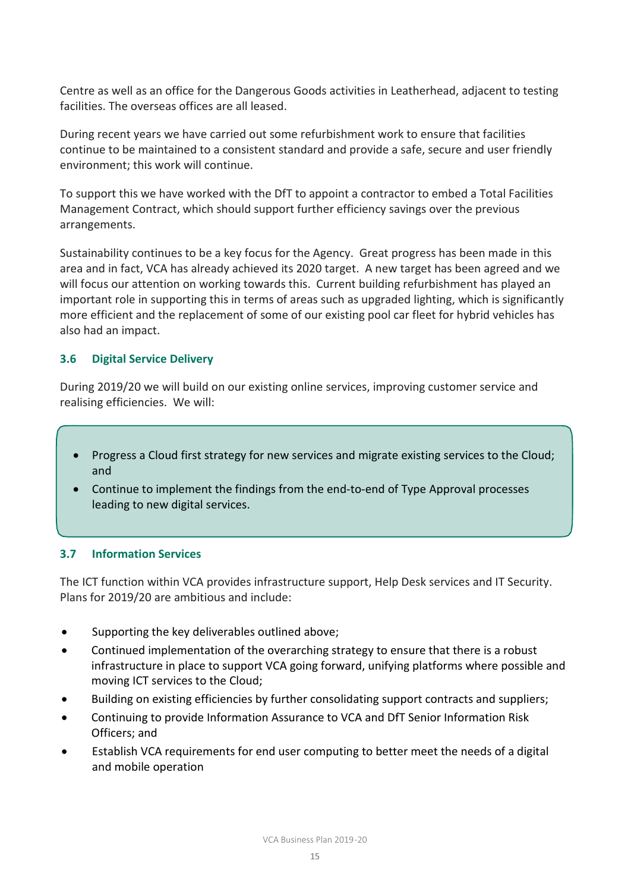Centre as well as an office for the Dangerous Goods activities in Leatherhead, adjacent to testing facilities. The overseas offices are all leased.

During recent years we have carried out some refurbishment work to ensure that facilities continue to be maintained to a consistent standard and provide a safe, secure and user friendly environment; this work will continue.

To support this we have worked with the DfT to appoint a contractor to embed a Total Facilities Management Contract, which should support further efficiency savings over the previous arrangements.

Sustainability continues to be a key focus for the Agency. Great progress has been made in this area and in fact, VCA has already achieved its 2020 target. A new target has been agreed and we will focus our attention on working towards this. Current building refurbishment has played an important role in supporting this in terms of areas such as upgraded lighting, which is significantly more efficient and the replacement of some of our existing pool car fleet for hybrid vehicles has also had an impact.

### 3.6 Digital Service Delivery

During 2019/20 we will build on our existing online services, improving customer service and realising efficiencies. We will:

- Progress a Cloud first strategy for new services and migrate existing services to the Cloud; and
- Continue to implement the findings from the end-to-end of Type Approval processes leading to new digital services.

### 3.7 Information Services

The ICT function within VCA provides infrastructure support, Help Desk services and IT Security. Plans for 2019/20 are ambitious and include:

- Supporting the key deliverables outlined above;
- Continued implementation of the overarching strategy to ensure that there is a robust infrastructure in place to support VCA going forward, unifying platforms where possible and moving ICT services to the Cloud;
- Building on existing efficiencies by further consolidating support contracts and suppliers;
- Continuing to provide Information Assurance to VCA and DfT Senior Information Risk Officers; and
- Establish VCA requirements for end user computing to better meet the needs of a digital and mobile operation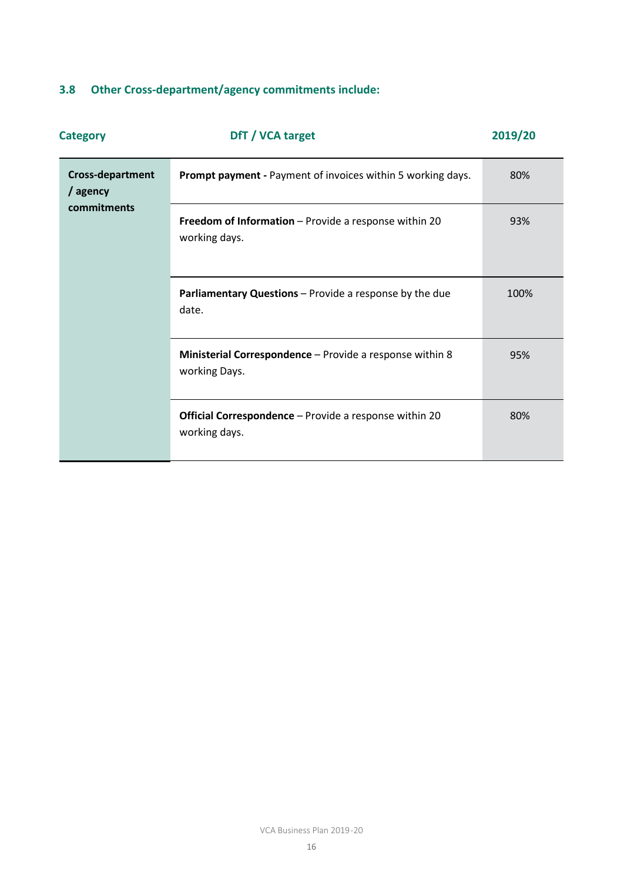### 3.8 Other Cross-department/agency commitments include:

| Category | DfT / VCA target | 2019/20 |
|---|---|---|
| **Cross-department / agency commitments** | **Prompt payment -** Payment of invoices within 5 working days. | 80% |
| | **Freedom of Information** – Provide a response within 20 working days. | 93% |
| | **Parliamentary Questions** – Provide a response by the due date. | 100% |
| | **Ministerial Correspondence** – Provide a response within 8 working Days. | 95% |
| | **Official Correspondence** – Provide a response within 20 working days. | 80% |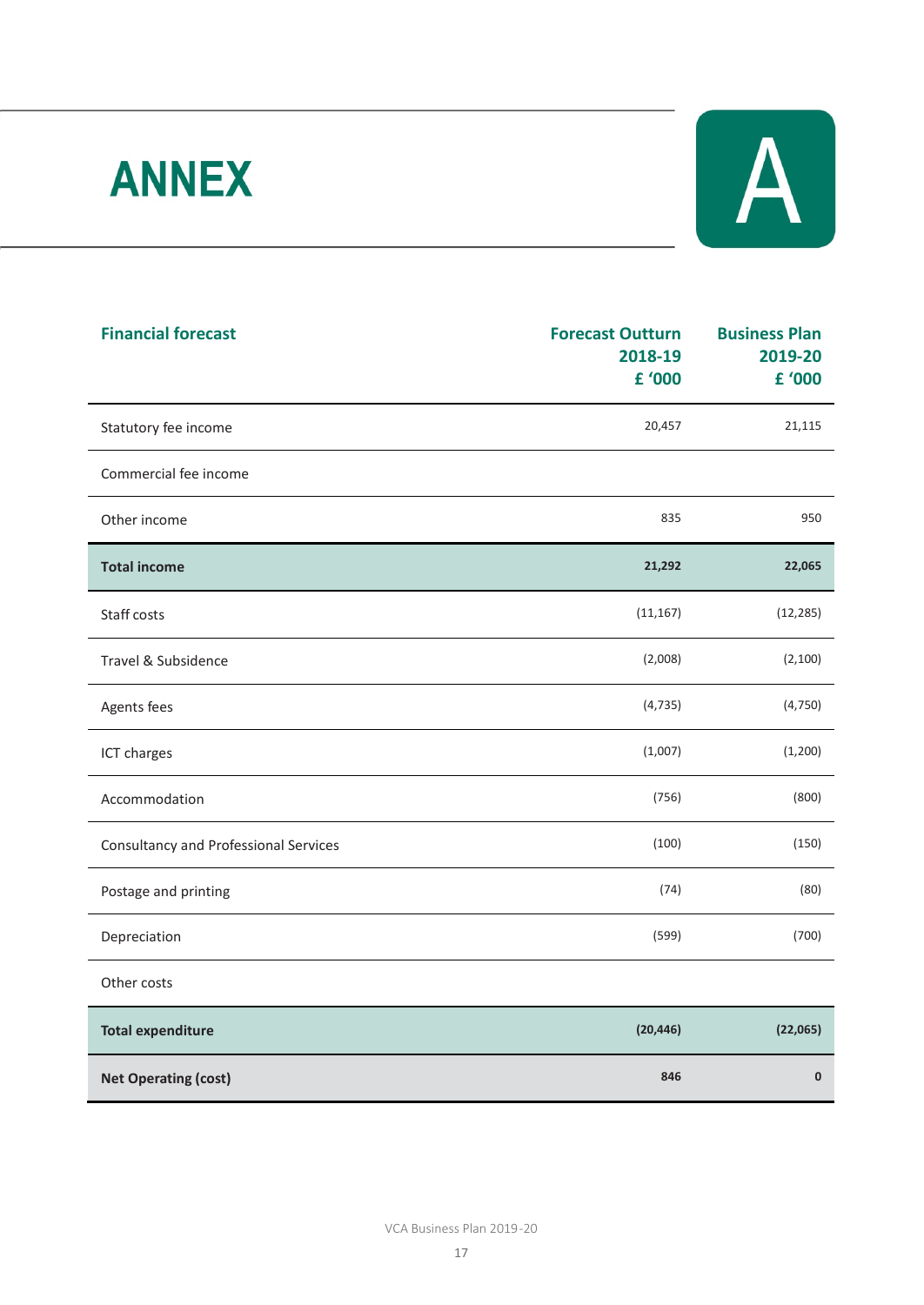# ANNEX A

| Financial forecast | Forecast Outturn 2018-19 £ '000 | Business Plan 2019-20 £ '000 |
|---|---|---|
| Statutory fee income | 20,457 | 21,115 |
| Commercial fee income | | |
| Other income | 835 | 950 |
| **Total income** | **21,292** | **22,065** |
| Staff costs | (11,167) | (12,285) |
| Travel & Subsidence | (2,008) | (2,100) |
| Agents fees | (4,735) | (4,750) |
| ICT charges | (1,007) | (1,200) |
| Accommodation | (756) | (800) |
| Consultancy and Professional Services | (100) | (150) |
| Postage and printing | (74) | (80) |
| Depreciation | (599) | (700) |
| Other costs | | |
| **Total expenditure** | **(20,446)** | **(22,065)** |
| **Net Operating (cost)** | **846** | **0** |